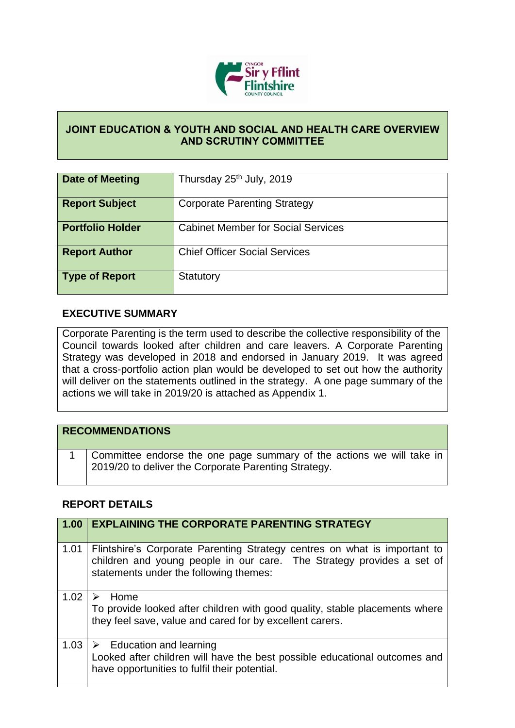## JOINT EDUCATION & YOUTH AND SOCIAL AND HEALTH CARE OVERVIEW AND SCRUTINY COMMITTEE

| | |
|---|---|
| **Date of Meeting** | Thursday 25th July, 2019 |
| **Report Subject** | Corporate Parenting Strategy |
| **Portfolio Holder** | Cabinet Member for Social Services |
| **Report Author** | Chief Officer Social Services |
| **Type of Report** | Statutory |

### EXECUTIVE SUMMARY

Corporate Parenting is the term used to describe the collective responsibility of the Council towards looked after children and care leavers. A Corporate Parenting Strategy was developed in 2018 and endorsed in January 2019. It was agreed that a cross-portfolio action plan would be developed to set out how the authority will deliver on the statements outlined in the strategy. A one page summary of the actions we will take in 2019/20 is attached as Appendix 1.

| **RECOMMENDATIONS** | |
|---|---|
| 1 | Committee endorse the one page summary of the actions we will take in 2019/20 to deliver the Corporate Parenting Strategy. |

### REPORT DETAILS

| **1.00** | **EXPLAINING THE CORPORATE PARENTING STRATEGY** |
|---|---|
| 1.01 | Flintshire's Corporate Parenting Strategy centres on what is important to children and young people in our care. The Strategy provides a set of statements under the following themes: |
| 1.02 | ➢ Home<br>To provide looked after children with good quality, stable placements where they feel save, value and cared for by excellent carers. |
| 1.03 | ➢ Education and learning<br>Looked after children will have the best possible educational outcomes and have opportunities to fulfil their potential. |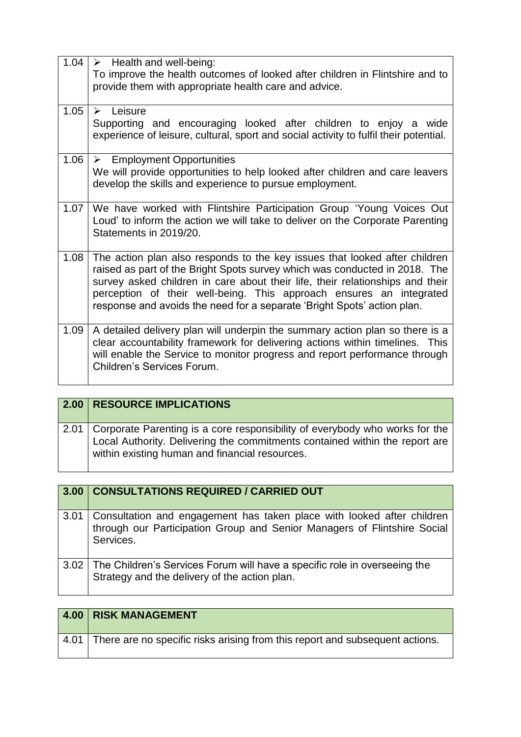| | |
|---|---|
| 1.04 | ➢ Health and well-being:<br>To improve the health outcomes of looked after children in Flintshire and to provide them with appropriate health care and advice. |
| 1.05 | ➢ Leisure<br>Supporting and encouraging looked after children to enjoy a wide experience of leisure, cultural, sport and social activity to fulfil their potential. |
| 1.06 | ➢ Employment Opportunities<br>We will provide opportunities to help looked after children and care leavers develop the skills and experience to pursue employment. |
| 1.07 | We have worked with Flintshire Participation Group 'Young Voices Out Loud' to inform the action we will take to deliver on the Corporate Parenting Statements in 2019/20. |
| 1.08 | The action plan also responds to the key issues that looked after children raised as part of the Bright Spots survey which was conducted in 2018. The survey asked children in care about their life, their relationships and their perception of their well-being. This approach ensures an integrated response and avoids the need for a separate 'Bright Spots' action plan. |
| 1.09 | A detailed delivery plan will underpin the summary action plan so there is a clear accountability framework for delivering actions within timelines. This will enable the Service to monitor progress and report performance through Children's Services Forum. |

| 2.00 | RESOURCE IMPLICATIONS |
|---|---|
| 2.01 | Corporate Parenting is a core responsibility of everybody who works for the Local Authority. Delivering the commitments contained within the report are within existing human and financial resources. |

| 3.00 | CONSULTATIONS REQUIRED / CARRIED OUT |
|---|---|
| 3.01 | Consultation and engagement has taken place with looked after children through our Participation Group and Senior Managers of Flintshire Social Services. |
| 3.02 | The Children's Services Forum will have a specific role in overseeing the Strategy and the delivery of the action plan. |

| 4.00 | RISK MANAGEMENT |
|---|---|
| 4.01 | There are no specific risks arising from this report and subsequent actions. |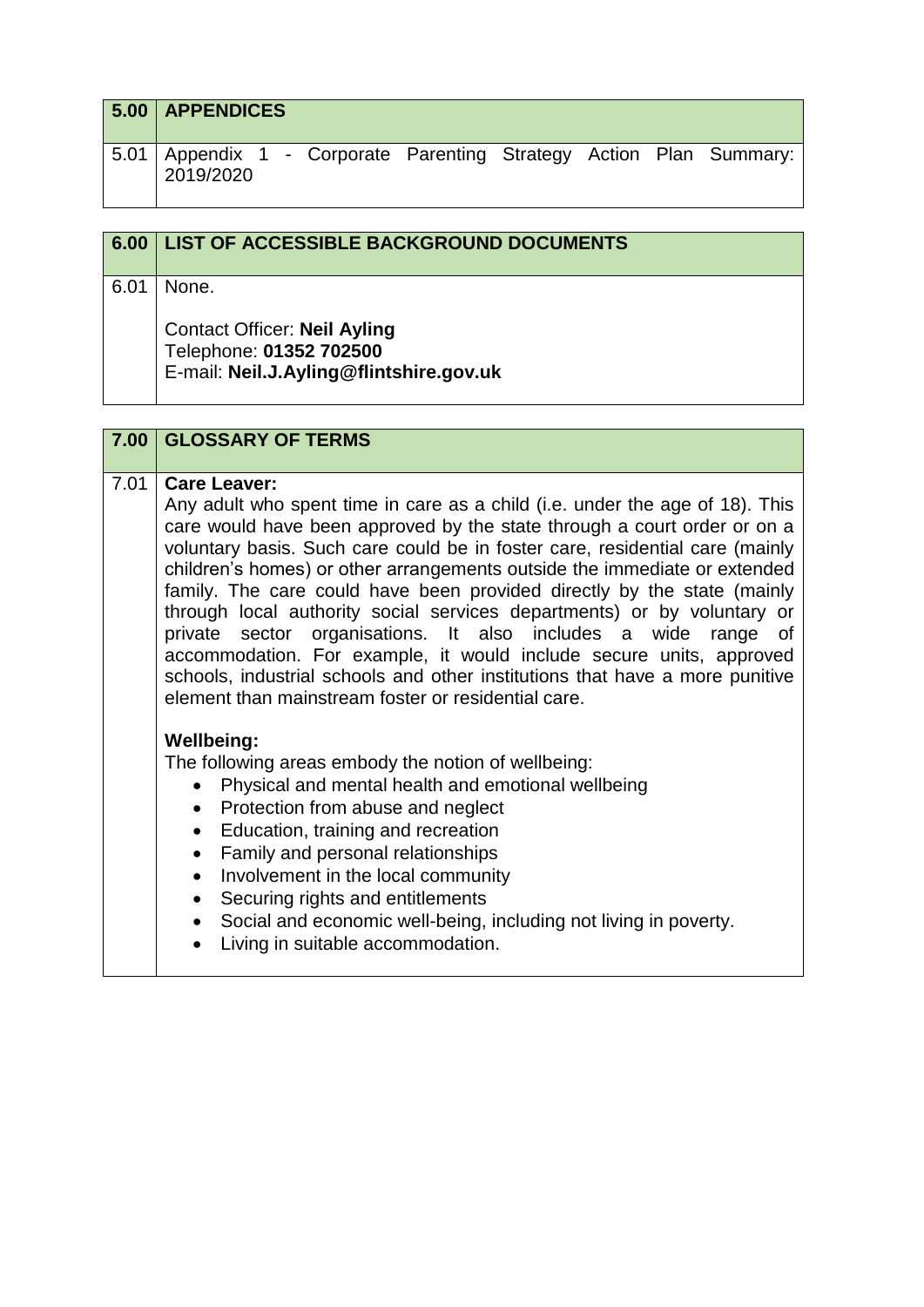| 5.00 | APPENDICES |
| --- | --- |
| 5.01 | Appendix 1 - Corporate Parenting Strategy Action Plan Summary: 2019/2020 |

| 6.00 | LIST OF ACCESSIBLE BACKGROUND DOCUMENTS |
| --- | --- |
| 6.01 | None.<br><br>Contact Officer: **Neil Ayling**<br>Telephone: **01352 702500**<br>E-mail: **Neil.J.Ayling@flintshire.gov.uk** |

## 7.00 GLOSSARY OF TERMS

7.01 **Care Leaver:**
Any adult who spent time in care as a child (i.e. under the age of 18). This care would have been approved by the state through a court order or on a voluntary basis. Such care could be in foster care, residential care (mainly children's homes) or other arrangements outside the immediate or extended family. The care could have been provided directly by the state (mainly through local authority social services departments) or by voluntary or private sector organisations. It also includes a wide range of accommodation. For example, it would include secure units, approved schools, industrial schools and other institutions that have a more punitive element than mainstream foster or residential care.

**Wellbeing:**
The following areas embody the notion of wellbeing:

- Physical and mental health and emotional wellbeing
- Protection from abuse and neglect
- Education, training and recreation
- Family and personal relationships
- Involvement in the local community
- Securing rights and entitlements
- Social and economic well-being, including not living in poverty.
- Living in suitable accommodation.